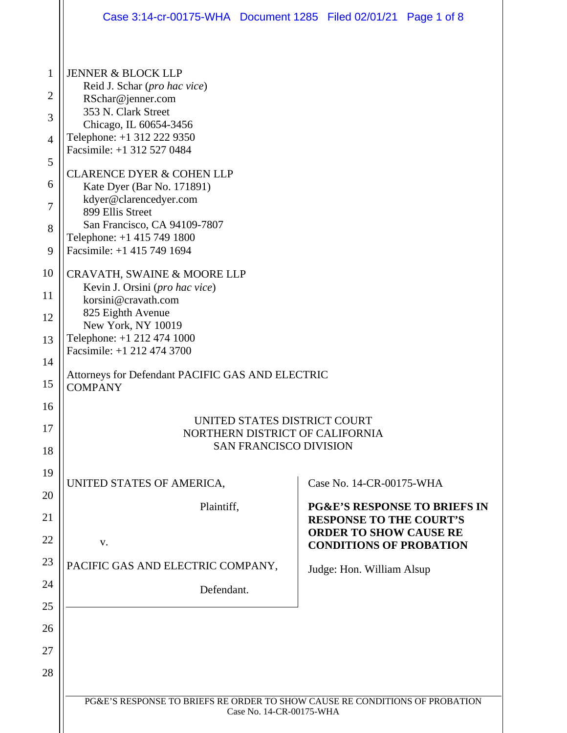JENNER & BLOCK LLP
Reid J. Schar (*pro hac vice*)
RSchar@jenner.com
353 N. Clark Street
Chicago, IL 60654-3456
Telephone: +1 312 222 9350
Facsimile: +1 312 527 0484

CLARENCE DYER & COHEN LLP
Kate Dyer (Bar No. 171891)
kdyer@clarencedyer.com
899 Ellis Street
San Francisco, CA 94109-7807
Telephone: +1 415 749 1800
Facsimile: +1 415 749 1694

CRAVATH, SWAINE & MOORE LLP
Kevin J. Orsini (*pro hac vice*)
korsini@cravath.com
825 Eighth Avenue
New York, NY 10019
Telephone: +1 212 474 1000
Facsimile: +1 212 474 3700

Attorneys for Defendant PACIFIC GAS AND ELECTRIC COMPANY

UNITED STATES DISTRICT COURT
NORTHERN DISTRICT OF CALIFORNIA
SAN FRANCISCO DIVISION

UNITED STATES OF AMERICA,

Plaintiff,

v.

PACIFIC GAS AND ELECTRIC COMPANY,

Defendant.

Case No. 14-CR-00175-WHA

**PG&E'S RESPONSE TO BRIEFS IN RESPONSE TO THE COURT'S ORDER TO SHOW CAUSE RE CONDITIONS OF PROBATION**

Judge: Hon. William Alsup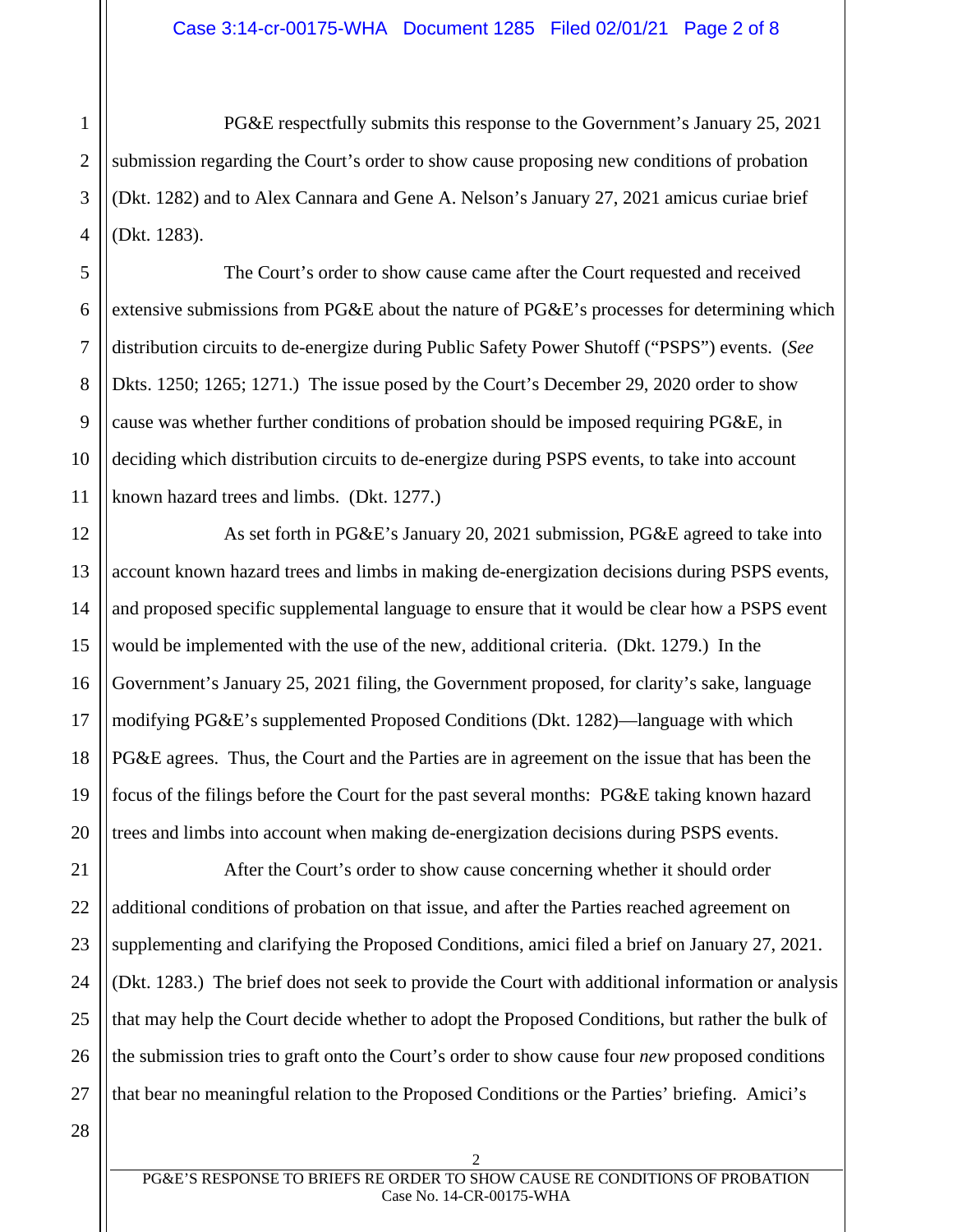PG&E respectfully submits this response to the Government's January 25, 2021 submission regarding the Court's order to show cause proposing new conditions of probation (Dkt. 1282) and to Alex Cannara and Gene A. Nelson's January 27, 2021 amicus curiae brief (Dkt. 1283).

The Court's order to show cause came after the Court requested and received extensive submissions from PG&E about the nature of PG&E's processes for determining which distribution circuits to de-energize during Public Safety Power Shutoff ("PSPS") events. (*See* Dkts. 1250; 1265; 1271.) The issue posed by the Court's December 29, 2020 order to show cause was whether further conditions of probation should be imposed requiring PG&E, in deciding which distribution circuits to de-energize during PSPS events, to take into account known hazard trees and limbs. (Dkt. 1277.)

As set forth in PG&E's January 20, 2021 submission, PG&E agreed to take into account known hazard trees and limbs in making de-energization decisions during PSPS events, and proposed specific supplemental language to ensure that it would be clear how a PSPS event would be implemented with the use of the new, additional criteria. (Dkt. 1279.) In the Government's January 25, 2021 filing, the Government proposed, for clarity's sake, language modifying PG&E's supplemented Proposed Conditions (Dkt. 1282)—language with which PG&E agrees. Thus, the Court and the Parties are in agreement on the issue that has been the focus of the filings before the Court for the past several months: PG&E taking known hazard trees and limbs into account when making de-energization decisions during PSPS events.

After the Court's order to show cause concerning whether it should order additional conditions of probation on that issue, and after the Parties reached agreement on supplementing and clarifying the Proposed Conditions, amici filed a brief on January 27, 2021. (Dkt. 1283.) The brief does not seek to provide the Court with additional information or analysis that may help the Court decide whether to adopt the Proposed Conditions, but rather the bulk of the submission tries to graft onto the Court's order to show cause four *new* proposed conditions that bear no meaningful relation to the Proposed Conditions or the Parties' briefing. Amici's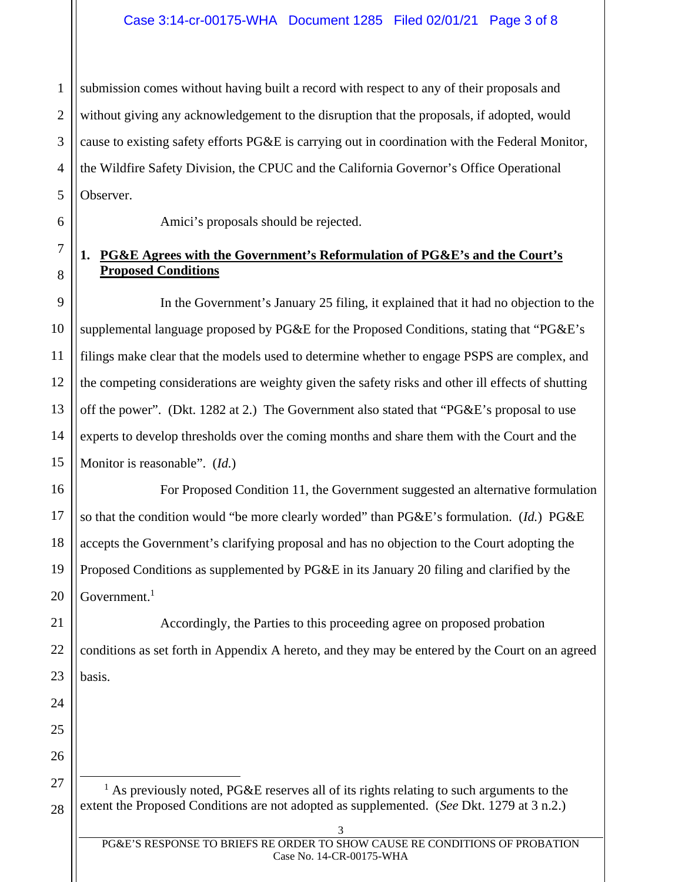submission comes without having built a record with respect to any of their proposals and without giving any acknowledgement to the disruption that the proposals, if adopted, would cause to existing safety efforts PG&E is carrying out in coordination with the Federal Monitor, the Wildfire Safety Division, the CPUC and the California Governor's Office Operational Observer.

Amici's proposals should be rejected.

## 1. PG&E Agrees with the Government's Reformulation of PG&E's and the Court's Proposed Conditions

In the Government's January 25 filing, it explained that it had no objection to the supplemental language proposed by PG&E for the Proposed Conditions, stating that "PG&E's filings make clear that the models used to determine whether to engage PSPS are complex, and the competing considerations are weighty given the safety risks and other ill effects of shutting off the power". (Dkt. 1282 at 2.) The Government also stated that "PG&E's proposal to use experts to develop thresholds over the coming months and share them with the Court and the Monitor is reasonable". (*Id.*)

For Proposed Condition 11, the Government suggested an alternative formulation so that the condition would "be more clearly worded" than PG&E's formulation. (*Id.*) PG&E accepts the Government's clarifying proposal and has no objection to the Court adopting the Proposed Conditions as supplemented by PG&E in its January 20 filing and clarified by the Government.[1]

Accordingly, the Parties to this proceeding agree on proposed probation conditions as set forth in Appendix A hereto, and they may be entered by the Court on an agreed basis.

[1] As previously noted, PG&E reserves all of its rights relating to such arguments to the extent the Proposed Conditions are not adopted as supplemented. (*See* Dkt. 1279 at 3 n.2.)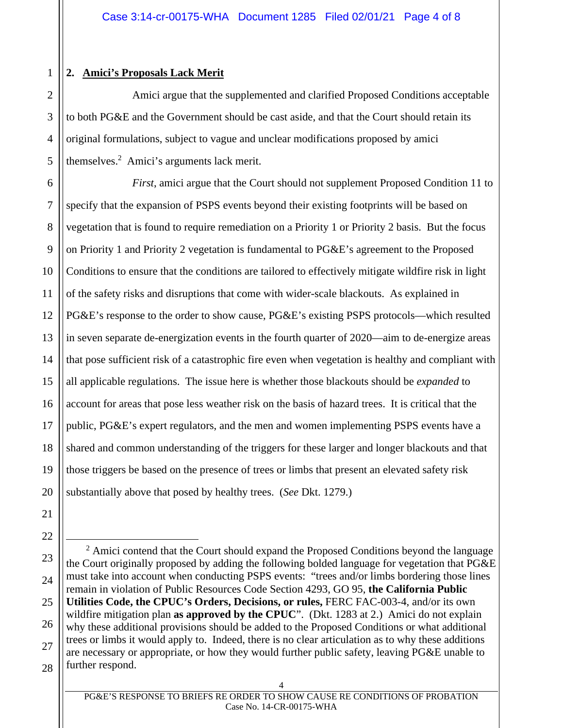## 2. Amici's Proposals Lack Merit

Amici argue that the supplemented and clarified Proposed Conditions acceptable to both PG&E and the Government should be cast aside, and that the Court should retain its original formulations, subject to vague and unclear modifications proposed by amici themselves.[2] Amici's arguments lack merit.

*First*, amici argue that the Court should not supplement Proposed Condition 11 to specify that the expansion of PSPS events beyond their existing footprints will be based on vegetation that is found to require remediation on a Priority 1 or Priority 2 basis. But the focus on Priority 1 and Priority 2 vegetation is fundamental to PG&E's agreement to the Proposed Conditions to ensure that the conditions are tailored to effectively mitigate wildfire risk in light of the safety risks and disruptions that come with wider-scale blackouts. As explained in PG&E's response to the order to show cause, PG&E's existing PSPS protocols—which resulted in seven separate de-energization events in the fourth quarter of 2020—aim to de-energize areas that pose sufficient risk of a catastrophic fire even when vegetation is healthy and compliant with all applicable regulations. The issue here is whether those blackouts should be *expanded* to account for areas that pose less weather risk on the basis of hazard trees. It is critical that the public, PG&E's expert regulators, and the men and women implementing PSPS events have a shared and common understanding of the triggers for these larger and longer blackouts and that those triggers be based on the presence of trees or limbs that present an elevated safety risk substantially above that posed by healthy trees. (*See* Dkt. 1279.)

---

[2] Amici contend that the Court should expand the Proposed Conditions beyond the language the Court originally proposed by adding the following bolded language for vegetation that PG&E must take into account when conducting PSPS events: "trees and/or limbs bordering those lines remain in violation of Public Resources Code Section 4293, GO 95, **the California Public Utilities Code, the CPUC's Orders, Decisions, or rules,** FERC FAC-003-4, and/or its own wildfire mitigation plan **as approved by the CPUC**". (Dkt. 1283 at 2.) Amici do not explain why these additional provisions should be added to the Proposed Conditions or what additional trees or limbs it would apply to. Indeed, there is no clear articulation as to why these additions are necessary or appropriate, or how they would further public safety, leaving PG&E unable to further respond.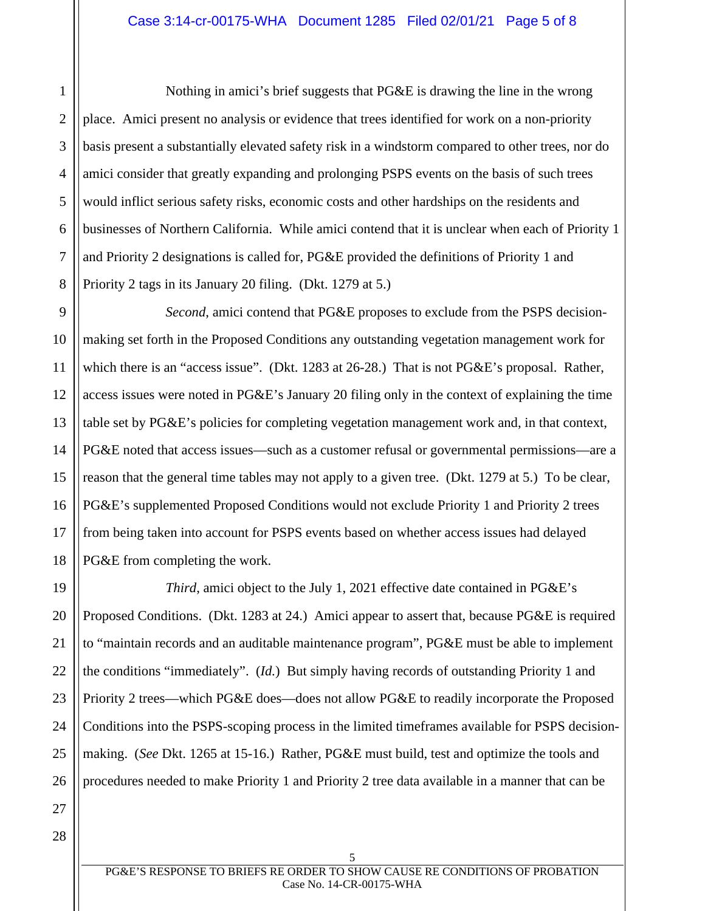Nothing in amici's brief suggests that PG&E is drawing the line in the wrong place. Amici present no analysis or evidence that trees identified for work on a non-priority basis present a substantially elevated safety risk in a windstorm compared to other trees, nor do amici consider that greatly expanding and prolonging PSPS events on the basis of such trees would inflict serious safety risks, economic costs and other hardships on the residents and businesses of Northern California. While amici contend that it is unclear when each of Priority 1 and Priority 2 designations is called for, PG&E provided the definitions of Priority 1 and Priority 2 tags in its January 20 filing. (Dkt. 1279 at 5.)

*Second*, amici contend that PG&E proposes to exclude from the PSPS decision-making set forth in the Proposed Conditions any outstanding vegetation management work for which there is an "access issue". (Dkt. 1283 at 26-28.) That is not PG&E's proposal. Rather, access issues were noted in PG&E's January 20 filing only in the context of explaining the time table set by PG&E's policies for completing vegetation management work and, in that context, PG&E noted that access issues—such as a customer refusal or governmental permissions—are a reason that the general time tables may not apply to a given tree. (Dkt. 1279 at 5.) To be clear, PG&E's supplemented Proposed Conditions would not exclude Priority 1 and Priority 2 trees from being taken into account for PSPS events based on whether access issues had delayed PG&E from completing the work.

*Third*, amici object to the July 1, 2021 effective date contained in PG&E's Proposed Conditions. (Dkt. 1283 at 24.) Amici appear to assert that, because PG&E is required to "maintain records and an auditable maintenance program", PG&E must be able to implement the conditions "immediately". (*Id.*) But simply having records of outstanding Priority 1 and Priority 2 trees—which PG&E does—does not allow PG&E to readily incorporate the Proposed Conditions into the PSPS-scoping process in the limited timeframes available for PSPS decision-making. (*See* Dkt. 1265 at 15-16.) Rather, PG&E must build, test and optimize the tools and procedures needed to make Priority 1 and Priority 2 tree data available in a manner that can be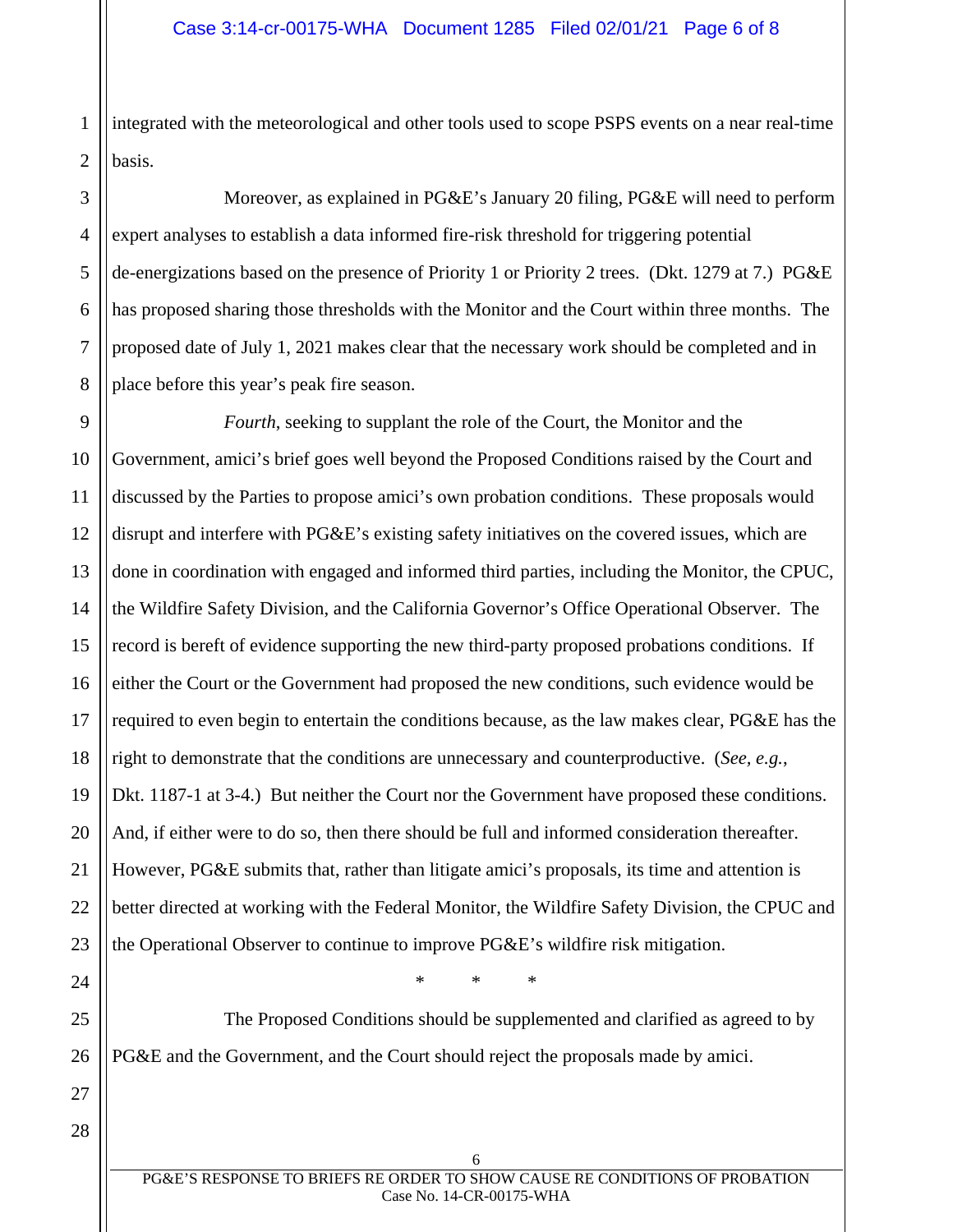integrated with the meteorological and other tools used to scope PSPS events on a near real-time basis.

Moreover, as explained in PG&E's January 20 filing, PG&E will need to perform expert analyses to establish a data informed fire-risk threshold for triggering potential de-energizations based on the presence of Priority 1 or Priority 2 trees. (Dkt. 1279 at 7.) PG&E has proposed sharing those thresholds with the Monitor and the Court within three months. The proposed date of July 1, 2021 makes clear that the necessary work should be completed and in place before this year's peak fire season.

*Fourth*, seeking to supplant the role of the Court, the Monitor and the Government, amici's brief goes well beyond the Proposed Conditions raised by the Court and discussed by the Parties to propose amici's own probation conditions. These proposals would disrupt and interfere with PG&E's existing safety initiatives on the covered issues, which are done in coordination with engaged and informed third parties, including the Monitor, the CPUC, the Wildfire Safety Division, and the California Governor's Office Operational Observer. The record is bereft of evidence supporting the new third-party proposed probations conditions. If either the Court or the Government had proposed the new conditions, such evidence would be required to even begin to entertain the conditions because, as the law makes clear, PG&E has the right to demonstrate that the conditions are unnecessary and counterproductive. (*See, e.g.*, Dkt. 1187-1 at 3-4.) But neither the Court nor the Government have proposed these conditions. And, if either were to do so, then there should be full and informed consideration thereafter. However, PG&E submits that, rather than litigate amici's proposals, its time and attention is better directed at working with the Federal Monitor, the Wildfire Safety Division, the CPUC and the Operational Observer to continue to improve PG&E's wildfire risk mitigation.

\* \* \*

The Proposed Conditions should be supplemented and clarified as agreed to by PG&E and the Government, and the Court should reject the proposals made by amici.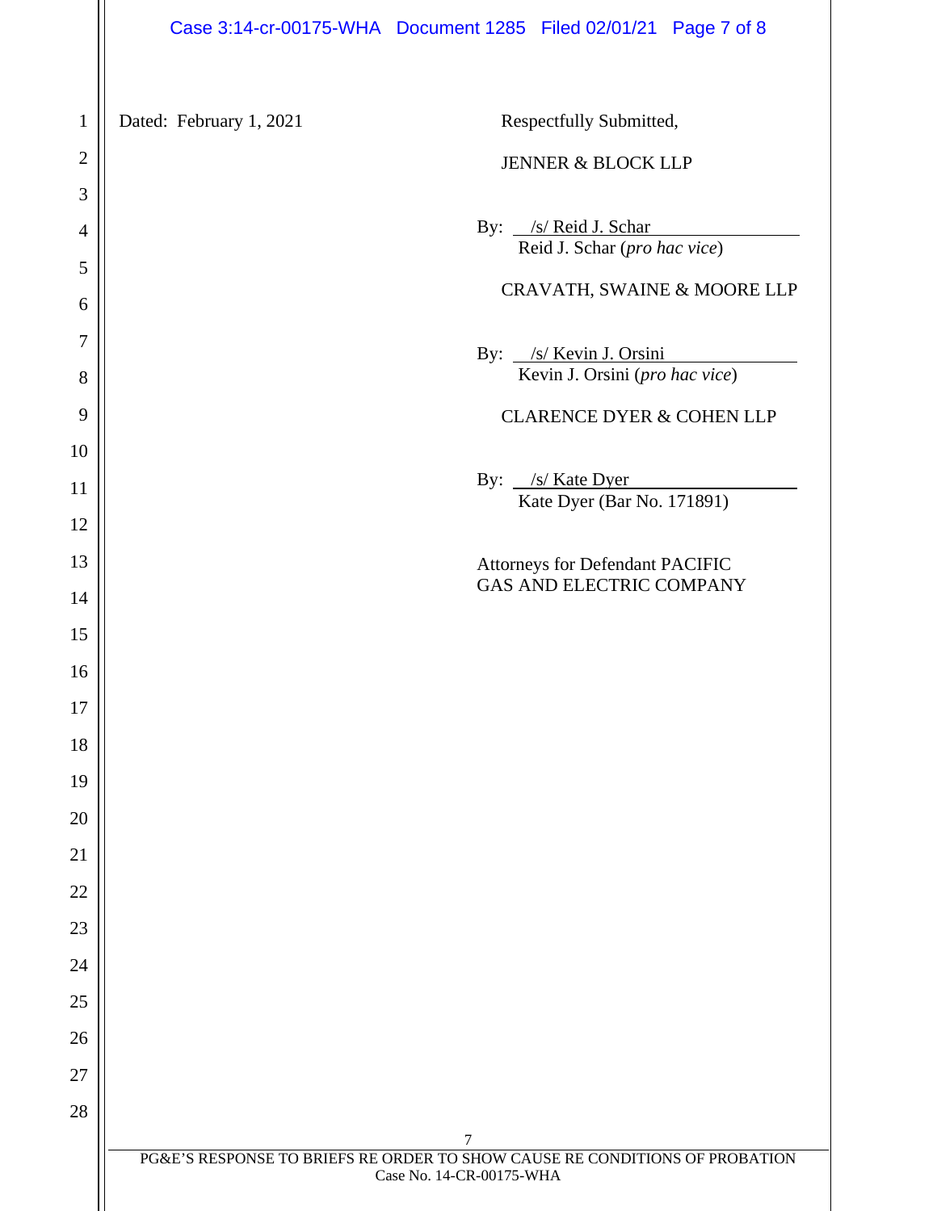Dated: February 1, 2021

Respectfully Submitted,

JENNER & BLOCK LLP

By: /s/ Reid J. Schar
Reid J. Schar (*pro hac vice*)

CRAVATH, SWAINE & MOORE LLP

By: /s/ Kevin J. Orsini
Kevin J. Orsini (*pro hac vice*)

CLARENCE DYER & COHEN LLP

By: /s/ Kate Dyer
Kate Dyer (Bar No. 171891)

Attorneys for Defendant PACIFIC GAS AND ELECTRIC COMPANY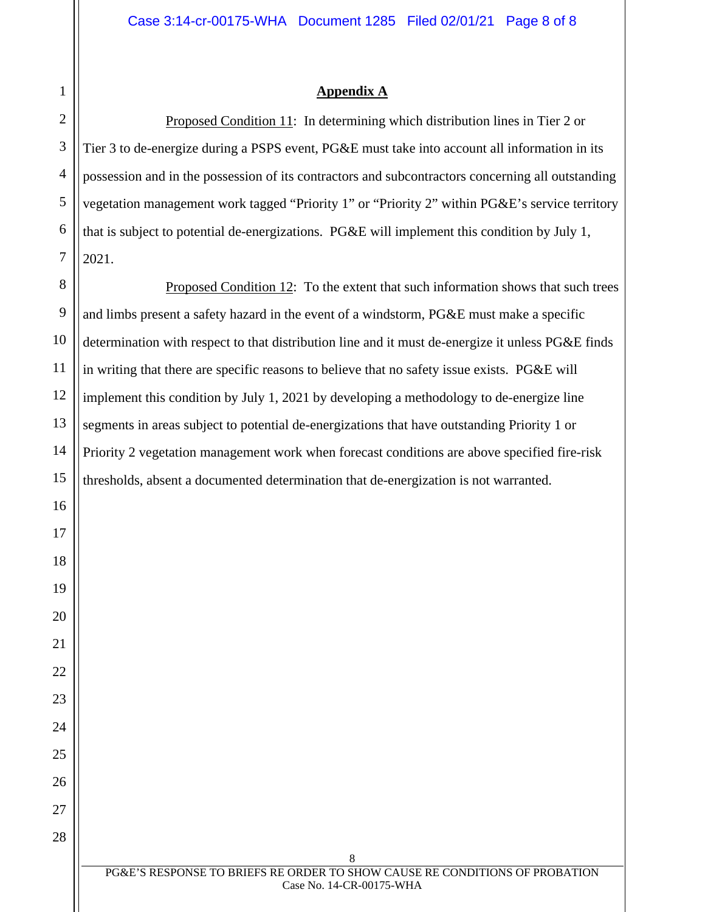**Appendix A**

Proposed Condition 11: In determining which distribution lines in Tier 2 or Tier 3 to de-energize during a PSPS event, PG&E must take into account all information in its possession and in the possession of its contractors and subcontractors concerning all outstanding vegetation management work tagged "Priority 1" or "Priority 2" within PG&E's service territory that is subject to potential de-energizations. PG&E will implement this condition by July 1, 2021.

Proposed Condition 12: To the extent that such information shows that such trees and limbs present a safety hazard in the event of a windstorm, PG&E must make a specific determination with respect to that distribution line and it must de-energize it unless PG&E finds in writing that there are specific reasons to believe that no safety issue exists. PG&E will implement this condition by July 1, 2021 by developing a methodology to de-energize line segments in areas subject to potential de-energizations that have outstanding Priority 1 or Priority 2 vegetation management work when forecast conditions are above specified fire-risk thresholds, absent a documented determination that de-energization is not warranted.